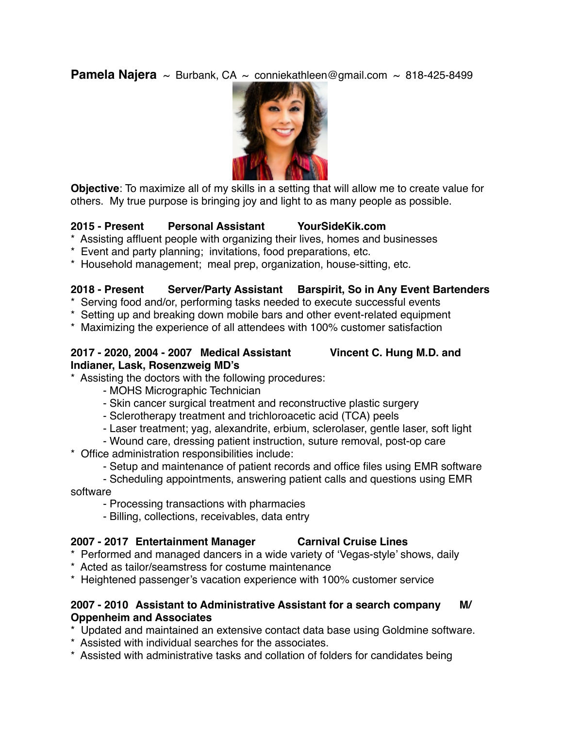**Pamela Najera** ~ Burbank, CA ~ conniekathleen@gmail.com ~ 818-425-8499

**Objective**: To maximize all of my skills in a setting that will allow me to create value for others. My true purpose is bringing joy and light to as many people as possible.

**2015 - Present Personal Assistant YourSideKik.com**

* Assisting affluent people with organizing their lives, homes and businesses
* Event and party planning; invitations, food preparations, etc.
* Household management; meal prep, organization, house-sitting, etc.

**2018 - Present Server/Party Assistant Barspirit, So in Any Event Bartenders**

* Serving food and/or, performing tasks needed to execute successful events
* Setting up and breaking down mobile bars and other event-related equipment
* Maximizing the experience of all attendees with 100% customer satisfaction

**2017 - 2020, 2004 - 2007 Medical Assistant Vincent C. Hung M.D. and Indianer, Lask, Rosenzweig MD's**

* Assisting the doctors with the following procedures:
  - MOHS Micrographic Technician
  - Skin cancer surgical treatment and reconstructive plastic surgery
  - Sclerotherapy treatment and trichloroacetic acid (TCA) peels
  - Laser treatment; yag, alexandrite, erbium, sclerolaser, gentle laser, soft light
  - Wound care, dressing patient instruction, suture removal, post-op care
* Office administration responsibilities include:
  - Setup and maintenance of patient records and office files using EMR software
  - Scheduling appointments, answering patient calls and questions using EMR software
  - Processing transactions with pharmacies
  - Billing, collections, receivables, data entry

**2007 - 2017 Entertainment Manager Carnival Cruise Lines**

* Performed and managed dancers in a wide variety of 'Vegas-style' shows, daily
* Acted as tailor/seamstress for costume maintenance
* Heightened passenger's vacation experience with 100% customer service

**2007 - 2010 Assistant to Administrative Assistant for a search company M/ Oppenheim and Associates**

* Updated and maintained an extensive contact data base using Goldmine software.
* Assisted with individual searches for the associates.
* Assisted with administrative tasks and collation of folders for candidates being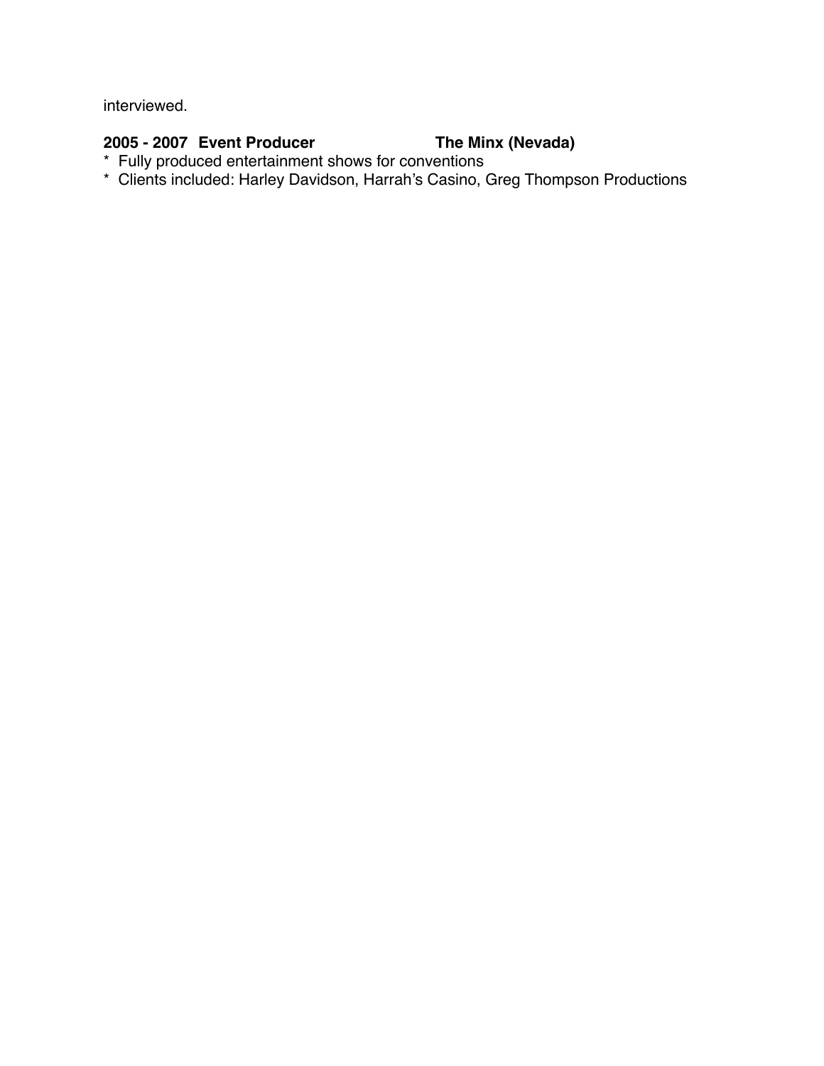interviewed.

**2005 - 2007 Event Producer The Minx (Nevada)**

* Fully produced entertainment shows for conventions
* Clients included: Harley Davidson, Harrah's Casino, Greg Thompson Productions